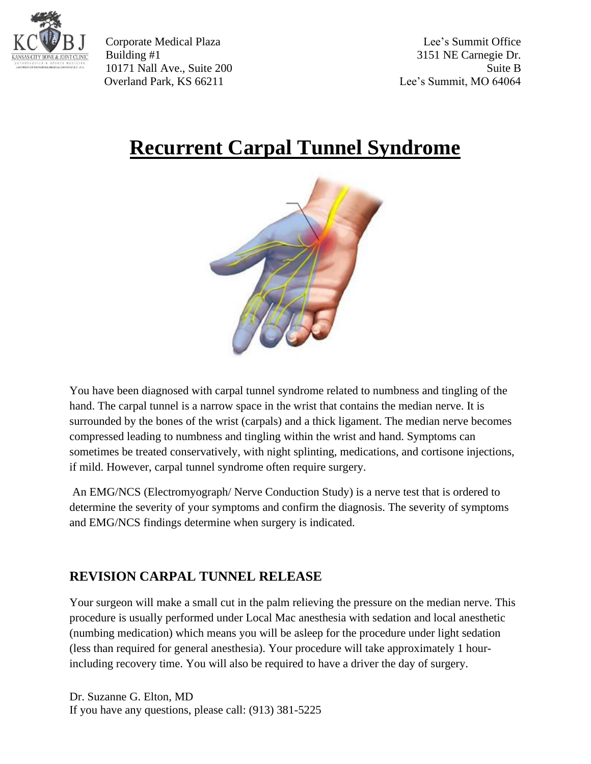Corporate Medical Plaza
Building #1
10171 Nall Ave., Suite 200
Overland Park, KS 66211

Lee's Summit Office
3151 NE Carnegie Dr.
Suite B
Lee's Summit, MO 64064

# Recurrent Carpal Tunnel Syndrome

You have been diagnosed with carpal tunnel syndrome related to numbness and tingling of the hand. The carpal tunnel is a narrow space in the wrist that contains the median nerve. It is surrounded by the bones of the wrist (carpals) and a thick ligament. The median nerve becomes compressed leading to numbness and tingling within the wrist and hand. Symptoms can sometimes be treated conservatively, with night splinting, medications, and cortisone injections, if mild. However, carpal tunnel syndrome often require surgery.

An EMG/NCS (Electromyograph/ Nerve Conduction Study) is a nerve test that is ordered to determine the severity of your symptoms and confirm the diagnosis. The severity of symptoms and EMG/NCS findings determine when surgery is indicated.

## REVISION CARPAL TUNNEL RELEASE

Your surgeon will make a small cut in the palm relieving the pressure on the median nerve. This procedure is usually performed under Local Mac anesthesia with sedation and local anesthetic (numbing medication) which means you will be asleep for the procedure under light sedation (less than required for general anesthesia). Your procedure will take approximately 1 hour- including recovery time. You will also be required to have a driver the day of surgery.

Dr. Suzanne G. Elton, MD
If you have any questions, please call: (913) 381-5225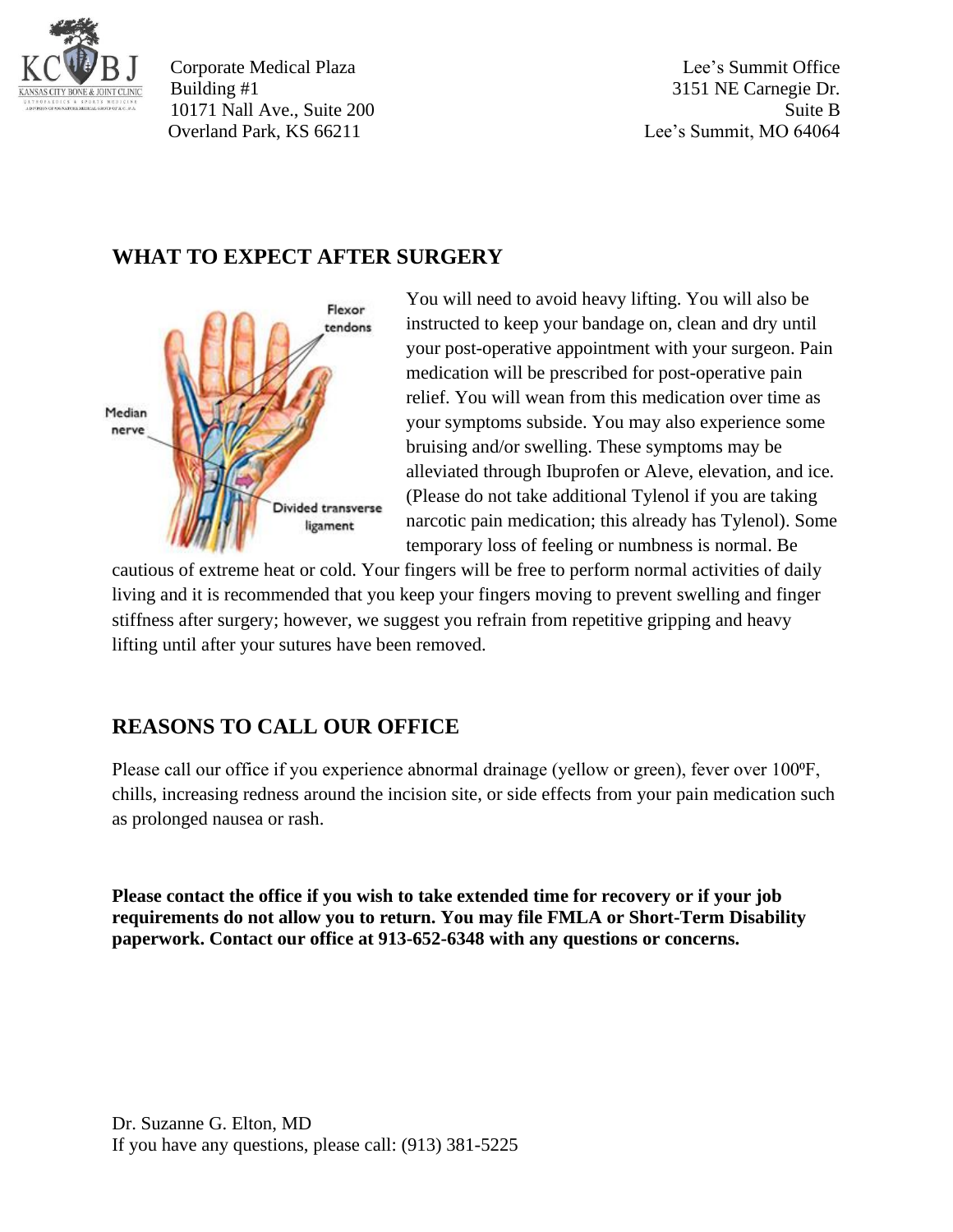Corporate Medical Plaza
Building #1
10171 Nall Ave., Suite 200
Overland Park, KS 66211

Lee's Summit Office
3151 NE Carnegie Dr.
Suite B
Lee's Summit, MO 64064

## WHAT TO EXPECT AFTER SURGERY

Flexor tendons

Median nerve

Divided transverse ligament

You will need to avoid heavy lifting. You will also be instructed to keep your bandage on, clean and dry until your post-operative appointment with your surgeon. Pain medication will be prescribed for post-operative pain relief. You will wean from this medication over time as your symptoms subside. You may also experience some bruising and/or swelling. These symptoms may be alleviated through Ibuprofen or Aleve, elevation, and ice. (Please do not take additional Tylenol if you are taking narcotic pain medication; this already has Tylenol). Some temporary loss of feeling or numbness is normal. Be cautious of extreme heat or cold. Your fingers will be free to perform normal activities of daily living and it is recommended that you keep your fingers moving to prevent swelling and finger stiffness after surgery; however, we suggest you refrain from repetitive gripping and heavy lifting until after your sutures have been removed.

## REASONS TO CALL OUR OFFICE

Please call our office if you experience abnormal drainage (yellow or green), fever over 100ºF, chills, increasing redness around the incision site, or side effects from your pain medication such as prolonged nausea or rash.

**Please contact the office if you wish to take extended time for recovery or if your job requirements do not allow you to return. You may file FMLA or Short-Term Disability paperwork. Contact our office at 913-652-6348 with any questions or concerns.**

Dr. Suzanne G. Elton, MD
If you have any questions, please call: (913) 381-5225